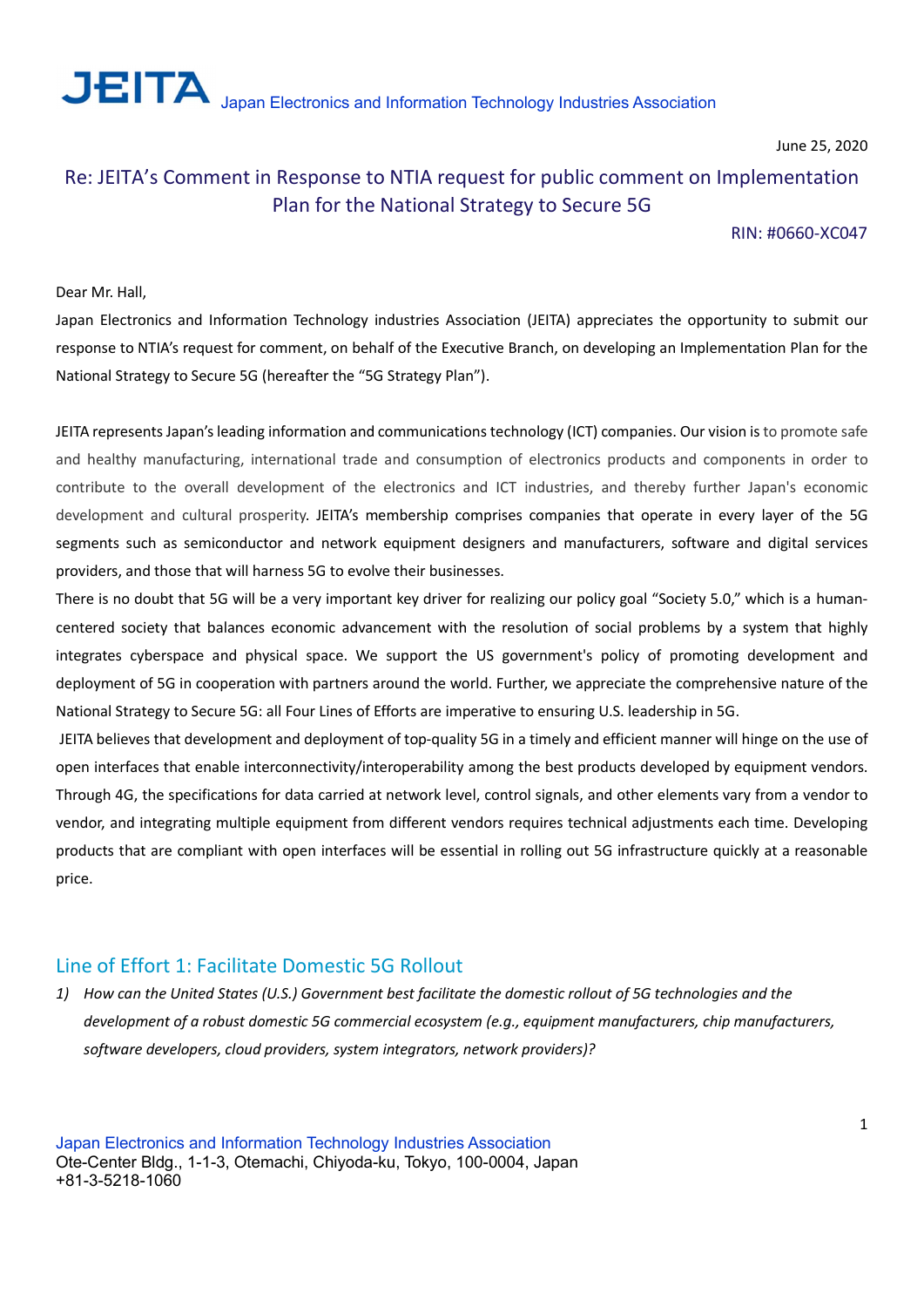**JEITA** Japan Electronics and Information Technology Industries Association

June 25, 2020

## Re: JEITA's Comment in Response to NTIA request for public comment on Implementation Plan for the National Strategy to Secure 5G

RIN: #0660-XC047

Dear Mr. Hall,

Japan Electronics and Information Technology industries Association (JEITA) appreciates the opportunity to submit our response to NTIA's request for comment, on behalf of the Executive Branch, on developing an Implementation Plan for the National Strategy to Secure 5G (hereafter the "5G Strategy Plan").

JEITA represents Japan's leading information and communications technology (ICT) companies. Our vision is to promote safe and healthy manufacturing, international trade and consumption of electronics products and components in order to contribute to the overall development of the electronics and ICT industries, and thereby further Japan's economic development and cultural prosperity. JEITA's membership comprises companies that operate in every layer of the 5G segments such as semiconductor and network equipment designers and manufacturers, software and digital services providers, and those that will harness 5G to evolve their businesses.

There is no doubt that 5G will be a very important key driver for realizing our policy goal "Society 5.0," which is a human-centered society that balances economic advancement with the resolution of social problems by a system that highly integrates cyberspace and physical space. We support the US government's policy of promoting development and deployment of 5G in cooperation with partners around the world. Further, we appreciate the comprehensive nature of the National Strategy to Secure 5G: all Four Lines of Efforts are imperative to ensuring U.S. leadership in 5G.

JEITA believes that development and deployment of top-quality 5G in a timely and efficient manner will hinge on the use of open interfaces that enable interconnectivity/interoperability among the best products developed by equipment vendors. Through 4G, the specifications for data carried at network level, control signals, and other elements vary from a vendor to vendor, and integrating multiple equipment from different vendors requires technical adjustments each time. Developing products that are compliant with open interfaces will be essential in rolling out 5G infrastructure quickly at a reasonable price.

### Line of Effort 1: Facilitate Domestic 5G Rollout

1) *How can the United States (U.S.) Government best facilitate the domestic rollout of 5G technologies and the development of a robust domestic 5G commercial ecosystem (e.g., equipment manufacturers, chip manufacturers, software developers, cloud providers, system integrators, network providers)?*

Japan Electronics and Information Technology Industries Association
Ote-Center Bldg., 1-1-3, Otemachi, Chiyoda-ku, Tokyo, 100-0004, Japan
+81-3-5218-1060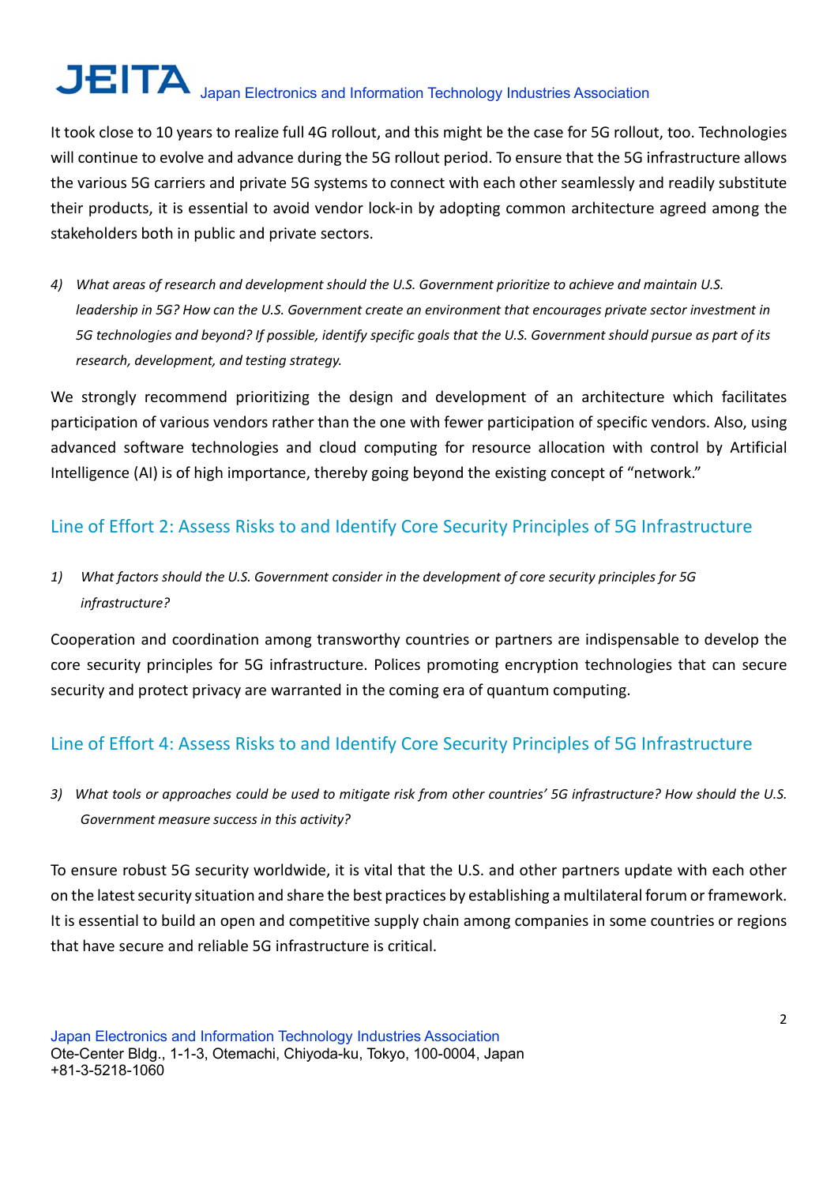It took close to 10 years to realize full 4G rollout, and this might be the case for 5G rollout, too. Technologies will continue to evolve and advance during the 5G rollout period. To ensure that the 5G infrastructure allows the various 5G carriers and private 5G systems to connect with each other seamlessly and readily substitute their products, it is essential to avoid vendor lock-in by adopting common architecture agreed among the stakeholders both in public and private sectors.

4) *What areas of research and development should the U.S. Government prioritize to achieve and maintain U.S. leadership in 5G? How can the U.S. Government create an environment that encourages private sector investment in 5G technologies and beyond? If possible, identify specific goals that the U.S. Government should pursue as part of its research, development, and testing strategy.*

We strongly recommend prioritizing the design and development of an architecture which facilitates participation of various vendors rather than the one with fewer participation of specific vendors. Also, using advanced software technologies and cloud computing for resource allocation with control by Artificial Intelligence (AI) is of high importance, thereby going beyond the existing concept of "network."

## Line of Effort 2: Assess Risks to and Identify Core Security Principles of 5G Infrastructure

1) *What factors should the U.S. Government consider in the development of core security principles for 5G infrastructure?*

Cooperation and coordination among transworthy countries or partners are indispensable to develop the core security principles for 5G infrastructure. Polices promoting encryption technologies that can secure security and protect privacy are warranted in the coming era of quantum computing.

## Line of Effort 4: Assess Risks to and Identify Core Security Principles of 5G Infrastructure

3) *What tools or approaches could be used to mitigate risk from other countries' 5G infrastructure? How should the U.S. Government measure success in this activity?*

To ensure robust 5G security worldwide, it is vital that the U.S. and other partners update with each other on the latest security situation and share the best practices by establishing a multilateral forum or framework. It is essential to build an open and competitive supply chain among companies in some countries or regions that have secure and reliable 5G infrastructure is critical.